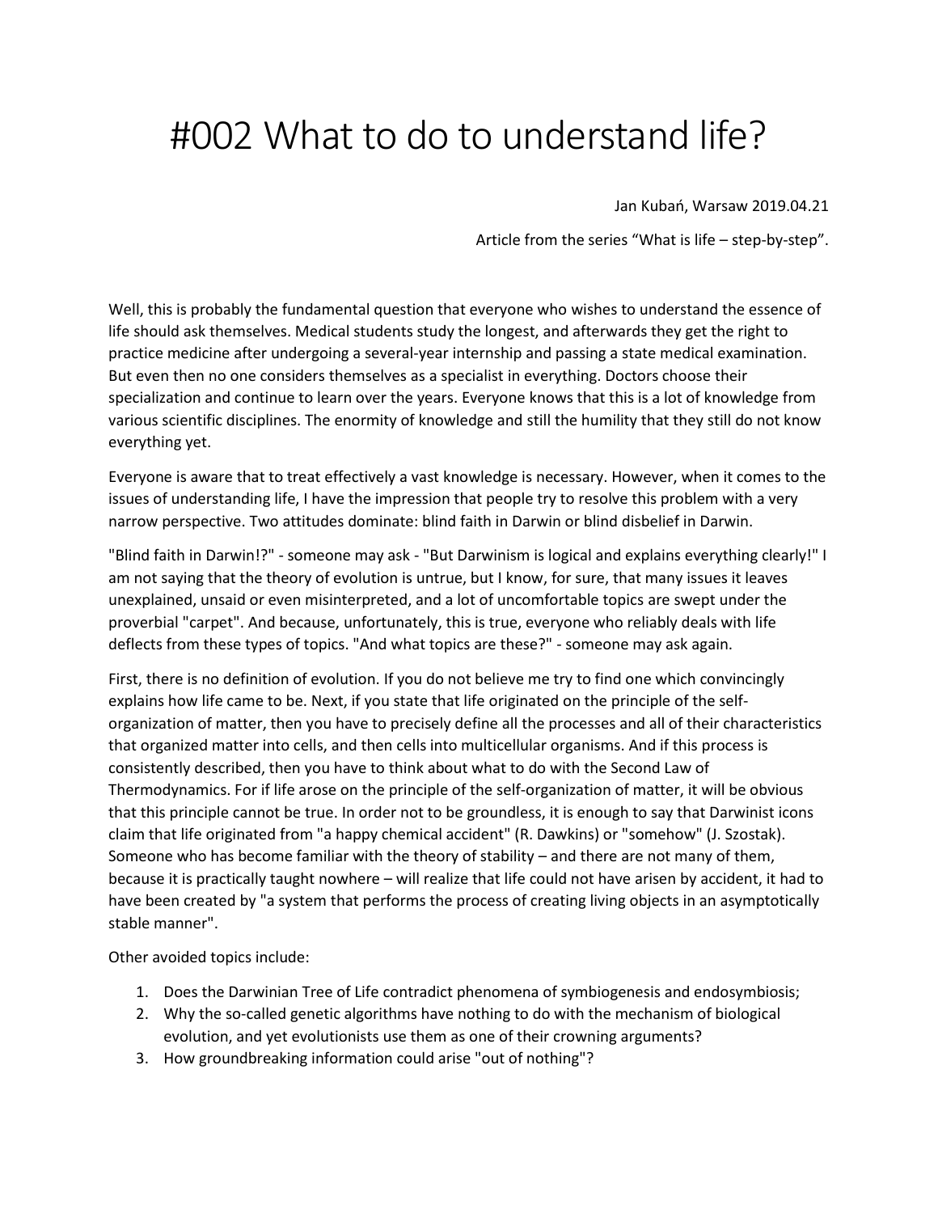# #002 What to do to understand life?

Jan Kubań, Warsaw 2019.04.21

Article from the series "What is life – step-by-step".

Well, this is probably the fundamental question that everyone who wishes to understand the essence of life should ask themselves. Medical students study the longest, and afterwards they get the right to practice medicine after undergoing a several-year internship and passing a state medical examination. But even then no one considers themselves as a specialist in everything. Doctors choose their specialization and continue to learn over the years. Everyone knows that this is a lot of knowledge from various scientific disciplines. The enormity of knowledge and still the humility that they still do not know everything yet.

Everyone is aware that to treat effectively a vast knowledge is necessary. However, when it comes to the issues of understanding life, I have the impression that people try to resolve this problem with a very narrow perspective. Two attitudes dominate: blind faith in Darwin or blind disbelief in Darwin.

"Blind faith in Darwin!?" - someone may ask - "But Darwinism is logical and explains everything clearly!" I am not saying that the theory of evolution is untrue, but I know, for sure, that many issues it leaves unexplained, unsaid or even misinterpreted, and a lot of uncomfortable topics are swept under the proverbial "carpet". And because, unfortunately, this is true, everyone who reliably deals with life deflects from these types of topics. "And what topics are these?" - someone may ask again.

First, there is no definition of evolution. If you do not believe me try to find one which convincingly explains how life came to be. Next, if you state that life originated on the principle of the self-organization of matter, then you have to precisely define all the processes and all of their characteristics that organized matter into cells, and then cells into multicellular organisms. And if this process is consistently described, then you have to think about what to do with the Second Law of Thermodynamics. For if life arose on the principle of the self-organization of matter, it will be obvious that this principle cannot be true. In order not to be groundless, it is enough to say that Darwinist icons claim that life originated from "a happy chemical accident" (R. Dawkins) or "somehow" (J. Szostak). Someone who has become familiar with the theory of stability – and there are not many of them, because it is practically taught nowhere – will realize that life could not have arisen by accident, it had to have been created by "a system that performs the process of creating living objects in an asymptotically stable manner".

Other avoided topics include:

1. Does the Darwinian Tree of Life contradict phenomena of symbiogenesis and endosymbiosis;
2. Why the so-called genetic algorithms have nothing to do with the mechanism of biological evolution, and yet evolutionists use them as one of their crowning arguments?
3. How groundbreaking information could arise "out of nothing"?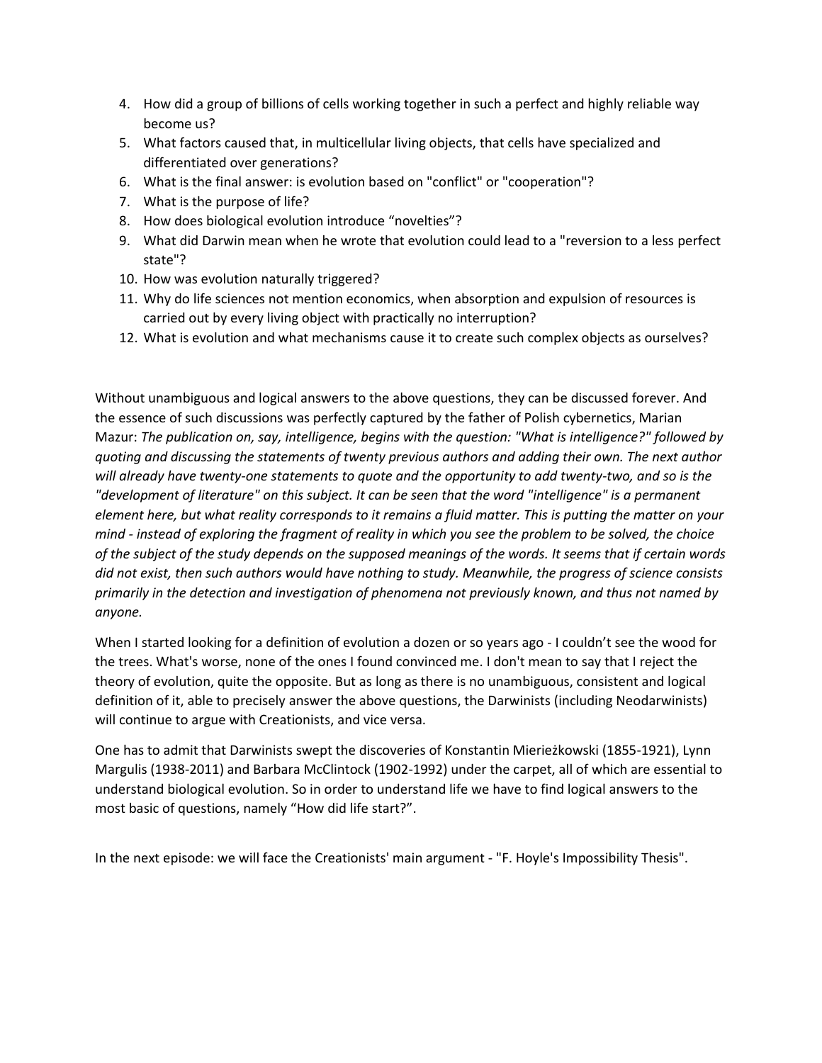4. How did a group of billions of cells working together in such a perfect and highly reliable way become us?
5. What factors caused that, in multicellular living objects, that cells have specialized and differentiated over generations?
6. What is the final answer: is evolution based on "conflict" or "cooperation"?
7. What is the purpose of life?
8. How does biological evolution introduce “novelties”?
9. What did Darwin mean when he wrote that evolution could lead to a "reversion to a less perfect state"?
10. How was evolution naturally triggered?
11. Why do life sciences not mention economics, when absorption and expulsion of resources is carried out by every living object with practically no interruption?
12. What is evolution and what mechanisms cause it to create such complex objects as ourselves?

Without unambiguous and logical answers to the above questions, they can be discussed forever. And the essence of such discussions was perfectly captured by the father of Polish cybernetics, Marian Mazur: *The publication on, say, intelligence, begins with the question: "What is intelligence?" followed by quoting and discussing the statements of twenty previous authors and adding their own. The next author will already have twenty-one statements to quote and the opportunity to add twenty-two, and so is the "development of literature" on this subject. It can be seen that the word "intelligence" is a permanent element here, but what reality corresponds to it remains a fluid matter. This is putting the matter on your mind - instead of exploring the fragment of reality in which you see the problem to be solved, the choice of the subject of the study depends on the supposed meanings of the words. It seems that if certain words did not exist, then such authors would have nothing to study. Meanwhile, the progress of science consists primarily in the detection and investigation of phenomena not previously known, and thus not named by anyone.*

When I started looking for a definition of evolution a dozen or so years ago - I couldn’t see the wood for the trees. What's worse, none of the ones I found convinced me. I don't mean to say that I reject the theory of evolution, quite the opposite. But as long as there is no unambiguous, consistent and logical definition of it, able to precisely answer the above questions, the Darwinists (including Neodarwinists) will continue to argue with Creationists, and vice versa.

One has to admit that Darwinists swept the discoveries of Konstantin Mierieżkowski (1855-1921), Lynn Margulis (1938-2011) and Barbara McClintock (1902-1992) under the carpet, all of which are essential to understand biological evolution. So in order to understand life we have to find logical answers to the most basic of questions, namely “How did life start?”.

In the next episode: we will face the Creationists' main argument - "F. Hoyle's Impossibility Thesis".